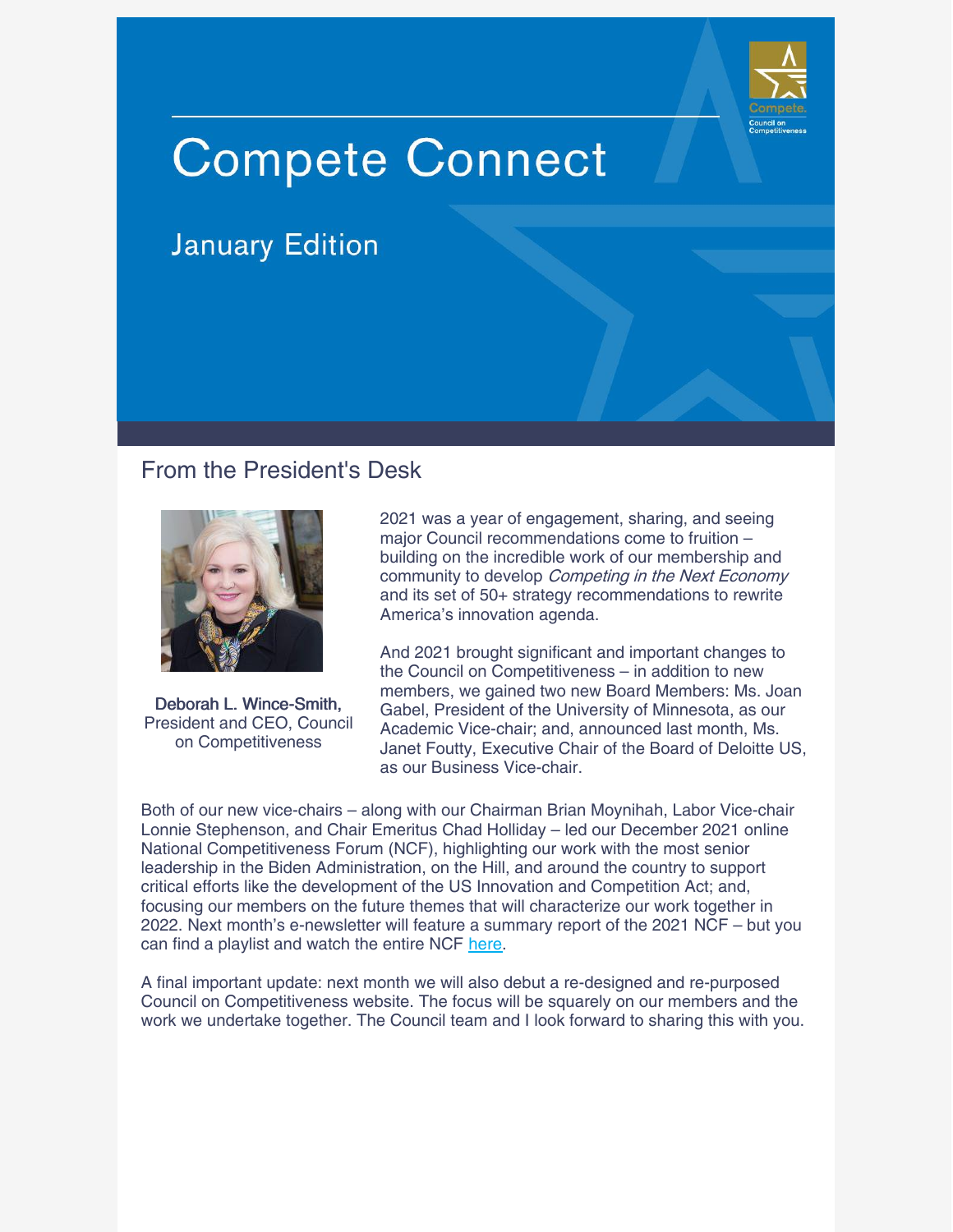# Compete Connect

## January Edition

## From the President's Desk

**Deborah L. Wince-Smith,** President and CEO, Council on Competitiveness

2021 was a year of engagement, sharing, and seeing major Council recommendations come to fruition – building on the incredible work of our membership and community to develop *Competing in the Next Economy* and its set of 50+ strategy recommendations to rewrite America's innovation agenda.

And 2021 brought significant and important changes to the Council on Competitiveness – in addition to new members, we gained two new Board Members: Ms. Joan Gabel, President of the University of Minnesota, as our Academic Vice-chair; and, announced last month, Ms. Janet Foutty, Executive Chair of the Board of Deloitte US, as our Business Vice-chair.

Both of our new vice-chairs – along with our Chairman Brian Moynihah, Labor Vice-chair Lonnie Stephenson, and Chair Emeritus Chad Holliday – led our December 2021 online National Competitiveness Forum (NCF), highlighting our work with the most senior leadership in the Biden Administration, on the Hill, and around the country to support critical efforts like the development of the US Innovation and Competition Act; and, focusing our members on the future themes that will characterize our work together in 2022. Next month's e-newsletter will feature a summary report of the 2021 NCF – but you can find a playlist and watch the entire NCF here.

A final important update: next month we will also debut a re-designed and re-purposed Council on Competitiveness website. The focus will be squarely on our members and the work we undertake together. The Council team and I look forward to sharing this with you.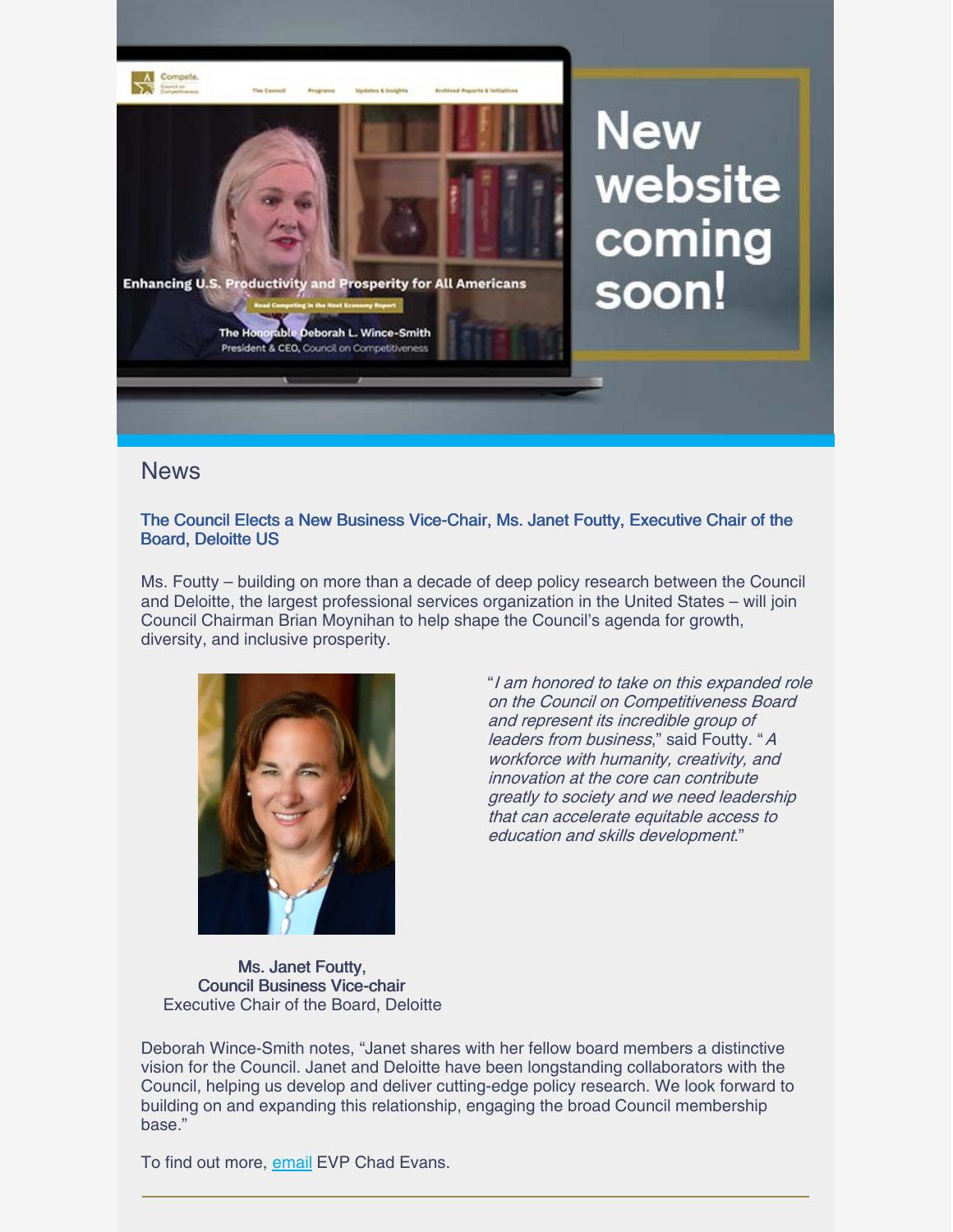New website coming soon!

## News

### The Council Elects a New Business Vice-Chair, Ms. Janet Foutty, Executive Chair of the Board, Deloitte US

Ms. Foutty – building on more than a decade of deep policy research between the Council and Deloitte, the largest professional services organization in the United States – will join Council Chairman Brian Moynihan to help shape the Council's agenda for growth, diversity, and inclusive prosperity.

"*I am honored to take on this expanded role on the Council on Competitiveness Board and represent its incredible group of leaders from business*," said Foutty. "*A workforce with humanity, creativity, and innovation at the core can contribute greatly to society and we need leadership that can accelerate equitable access to education and skills development*."

**Ms. Janet Foutty,**
**Council Business Vice-chair**
Executive Chair of the Board, Deloitte

Deborah Wince-Smith notes, "Janet shares with her fellow board members a distinctive vision for the Council. Janet and Deloitte have been longstanding collaborators with the Council, helping us develop and deliver cutting-edge policy research. We look forward to building on and expanding this relationship, engaging the broad Council membership base."

To find out more, email EVP Chad Evans.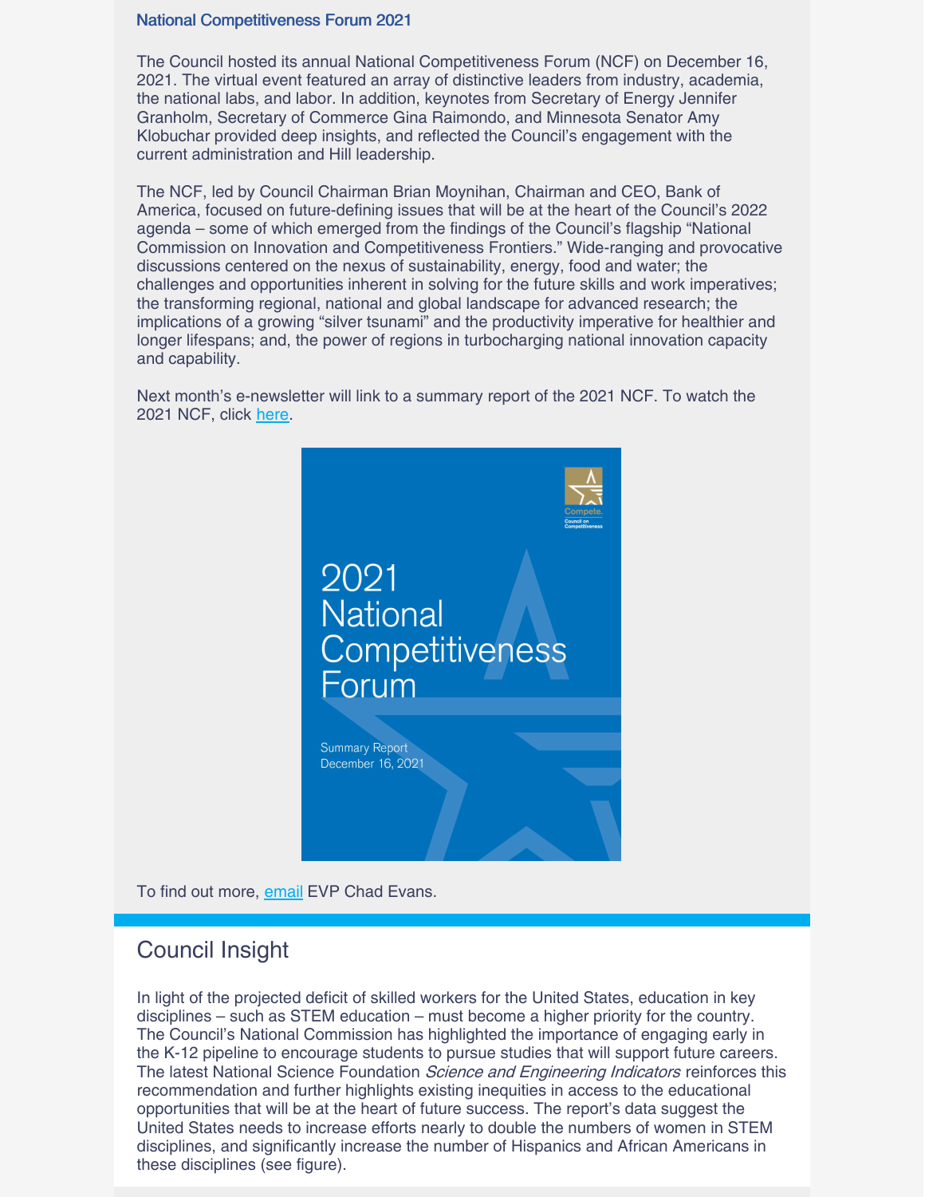### National Competitiveness Forum 2021

The Council hosted its annual National Competitiveness Forum (NCF) on December 16, 2021. The virtual event featured an array of distinctive leaders from industry, academia, the national labs, and labor. In addition, keynotes from Secretary of Energy Jennifer Granholm, Secretary of Commerce Gina Raimondo, and Minnesota Senator Amy Klobuchar provided deep insights, and reflected the Council's engagement with the current administration and Hill leadership.

The NCF, led by Council Chairman Brian Moynihan, Chairman and CEO, Bank of America, focused on future-defining issues that will be at the heart of the Council's 2022 agenda – some of which emerged from the findings of the Council's flagship "National Commission on Innovation and Competitiveness Frontiers." Wide-ranging and provocative discussions centered on the nexus of sustainability, energy, food and water; the challenges and opportunities inherent in solving for the future skills and work imperatives; the transforming regional, national and global landscape for advanced research; the implications of a growing "silver tsunami" and the productivity imperative for healthier and longer lifespans; and, the power of regions in turbocharging national innovation capacity and capability.

Next month's e-newsletter will link to a summary report of the 2021 NCF. To watch the 2021 NCF, click here.

2021 National Competitiveness Forum

Summary Report
December 16, 2021

To find out more, email EVP Chad Evans.

## Council Insight

In light of the projected deficit of skilled workers for the United States, education in key disciplines – such as STEM education – must become a higher priority for the country. The Council's National Commission has highlighted the importance of engaging early in the K-12 pipeline to encourage students to pursue studies that will support future careers. The latest National Science Foundation *Science and Engineering Indicators* reinforces this recommendation and further highlights existing inequities in access to the educational opportunities that will be at the heart of future success. The report's data suggest the United States needs to increase efforts nearly to double the numbers of women in STEM disciplines, and significantly increase the number of Hispanics and African Americans in these disciplines (see figure).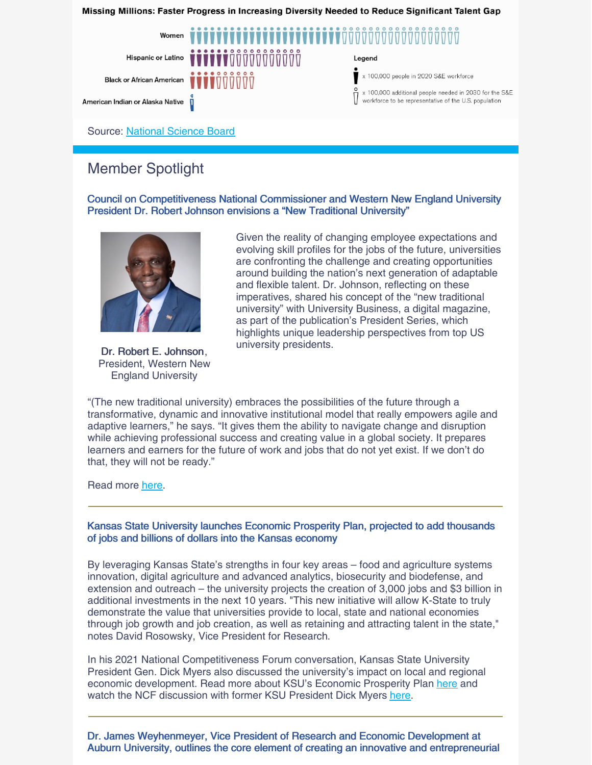**Missing Millions: Faster Progress in Increasing Diversity Needed to Reduce Significant Talent Gap**

Women

Hispanic or Latino

Black or African American

American Indian or Alaska Native

Legend

x 100,000 people in 2020 S&E workforce

x 100,000 additional people needed in 2030 for the S&E workforce to be representative of the U.S. population

Source: National Science Board

## Member Spotlight

### Council on Competitiveness National Commissioner and Western New England University President Dr. Robert Johnson envisions a "New Traditional University"

Dr. Robert E. Johnson, President, Western New England University

Given the reality of changing employee expectations and evolving skill profiles for the jobs of the future, universities are confronting the challenge and creating opportunities around building the nation's next generation of adaptable and flexible talent. Dr. Johnson, reflecting on these imperatives, shared his concept of the "new traditional university" with University Business, a digital magazine, as part of the publication's President Series, which highlights unique leadership perspectives from top US university presidents.

"(The new traditional university) embraces the possibilities of the future through a transformative, dynamic and innovative institutional model that really empowers agile and adaptive learners," he says. "It gives them the ability to navigate change and disruption while achieving professional success and creating value in a global society. It prepares learners and earners for the future of work and jobs that do not yet exist. If we don't do that, they will not be ready."

Read more here.

---

### Kansas State University launches Economic Prosperity Plan, projected to add thousands of jobs and billions of dollars into the Kansas economy

By leveraging Kansas State's strengths in four key areas – food and agriculture systems innovation, digital agriculture and advanced analytics, biosecurity and biodefense, and extension and outreach – the university projects the creation of 3,000 jobs and $3 billion in additional investments in the next 10 years. "This new initiative will allow K-State to truly demonstrate the value that universities provide to local, state and national economies through job growth and job creation, as well as retaining and attracting talent in the state," notes David Rosowsky, Vice President for Research.

In his 2021 National Competitiveness Forum conversation, Kansas State University President Gen. Dick Myers also discussed the university's impact on local and regional economic development. Read more about KSU's Economic Prosperity Plan here and watch the NCF discussion with former KSU President Dick Myers here.

---

### Dr. James Weyhenmeyer, Vice President of Research and Economic Development at Auburn University, outlines the core element of creating an innovative and entrepreneurial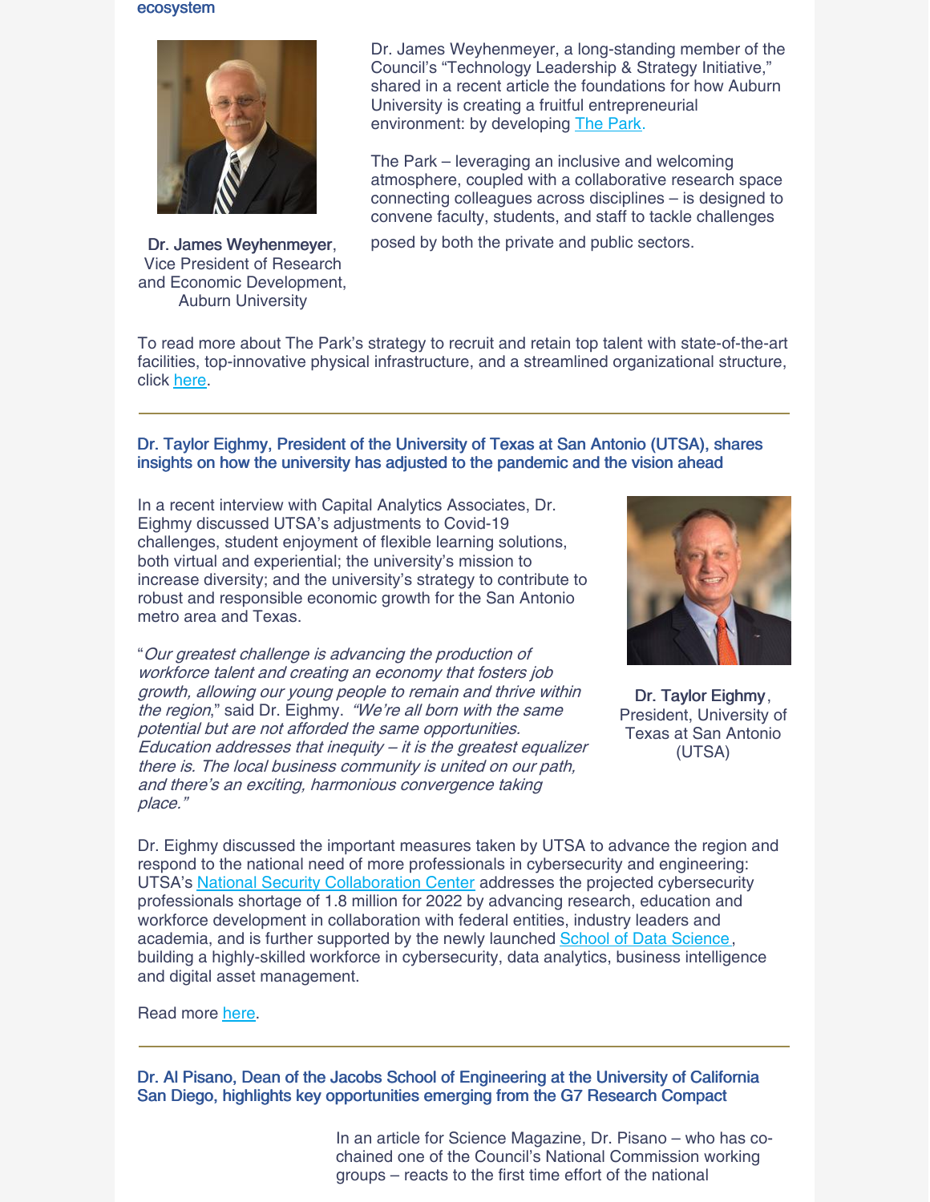### ecosystem

**Dr. James Weyhenmeyer**, Vice President of Research and Economic Development, Auburn University

Dr. James Weyhenmeyer, a long-standing member of the Council's "Technology Leadership & Strategy Initiative," shared in a recent article the foundations for how Auburn University is creating a fruitful entrepreneurial environment: by developing The Park.

The Park – leveraging an inclusive and welcoming atmosphere, coupled with a collaborative research space connecting colleagues across disciplines – is designed to convene faculty, students, and staff to tackle challenges posed by both the private and public sectors.

To read more about The Park's strategy to recruit and retain top talent with state-of-the-art facilities, top-innovative physical infrastructure, and a streamlined organizational structure, click here.

---

### Dr. Taylor Eighmy, President of the University of Texas at San Antonio (UTSA), shares insights on how the university has adjusted to the pandemic and the vision ahead

In a recent interview with Capital Analytics Associates, Dr. Eighmy discussed UTSA's adjustments to Covid-19 challenges, student enjoyment of flexible learning solutions, both virtual and experiential; the university's mission to increase diversity; and the university's strategy to contribute to robust and responsible economic growth for the San Antonio metro area and Texas.

"*Our greatest challenge is advancing the production of workforce talent and creating an economy that fosters job growth, allowing our young people to remain and thrive within the region*," said Dr. Eighmy. *"We're all born with the same potential but are not afforded the same opportunities. Education addresses that inequity – it is the greatest equalizer there is. The local business community is united on our path, and there's an exciting, harmonious convergence taking place."*

**Dr. Taylor Eighmy**, President, University of Texas at San Antonio (UTSA)

Dr. Eighmy discussed the important measures taken by UTSA to advance the region and respond to the national need of more professionals in cybersecurity and engineering: UTSA's National Security Collaboration Center addresses the projected cybersecurity professionals shortage of 1.8 million for 2022 by advancing research, education and workforce development in collaboration with federal entities, industry leaders and academia, and is further supported by the newly launched School of Data Science, building a highly-skilled workforce in cybersecurity, data analytics, business intelligence and digital asset management.

Read more here.

---

### Dr. Al Pisano, Dean of the Jacobs School of Engineering at the University of California San Diego, highlights key opportunities emerging from the G7 Research Compact

In an article for Science Magazine, Dr. Pisano – who has co-chained one of the Council's National Commission working groups – reacts to the first time effort of the national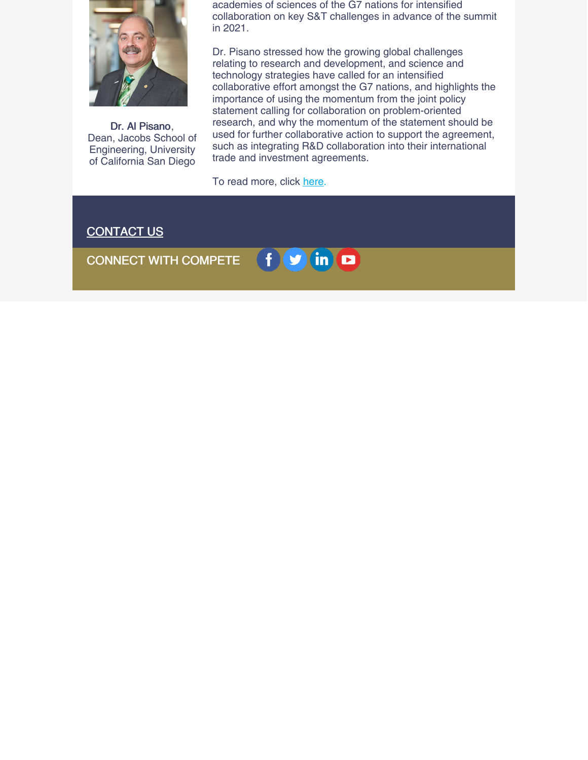**Dr. Al Pisano**,
Dean, Jacobs School of Engineering, University of California San Diego

academies of sciences of the G7 nations for intensified collaboration on key S&T challenges in advance of the summit in 2021.

Dr. Pisano stressed how the growing global challenges relating to research and development, and science and technology strategies have called for an intensified collaborative effort amongst the G7 nations, and highlights the importance of using the momentum from the joint policy statement calling for collaboration on problem-oriented research, and why the momentum of the statement should be used for further collaborative action to support the agreement, such as integrating R&D collaboration into their international trade and investment agreements.

To read more, click here.

CONTACT US

CONNECT WITH COMPETE